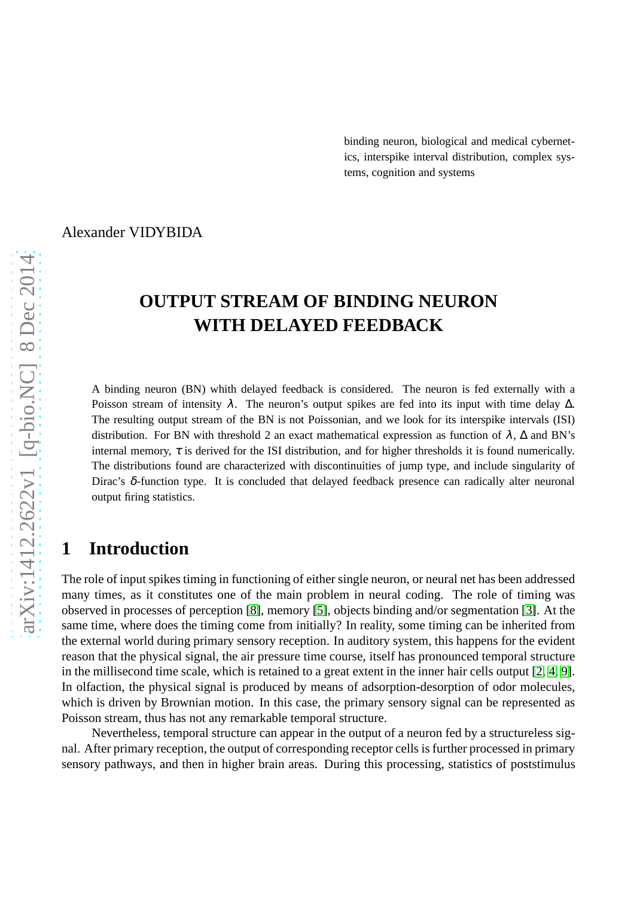binding neuron, biological and medical cybernetics, interspike interval distribution, complex systems, cognition and systems

Alexander VIDYBIDA

# OUTPUT STREAM OF BINDING NEURON WITH DELAYED FEEDBACK

A binding neuron (BN) whith delayed feedback is considered. The neuron is fed externally with a Poisson stream of intensity $\lambda$. The neuron's output spikes are fed into its input with time delay $\Delta$. The resulting output stream of the BN is not Poissonian, and we look for its interspike intervals (ISI) distribution. For BN with threshold 2 an exact mathematical expression as function of $\lambda$, $\Delta$ and BN's internal memory, $\tau$ is derived for the ISI distribution, and for higher thresholds it is found numerically. The distributions found are characterized with discontinuities of jump type, and include singularity of Dirac's $\delta$-function type. It is concluded that delayed feedback presence can radically alter neuronal output firing statistics.

## 1 Introduction

The role of input spikes timing in functioning of either single neuron, or neural net has been addressed many times, as it constitutes one of the main problem in neural coding. The role of timing was observed in processes of perception [8], memory [5], objects binding and/or segmentation [3]. At the same time, where does the timing come from initially? In reality, some timing can be inherited from the external world during primary sensory reception. In auditory system, this happens for the evident reason that the physical signal, the air pressure time course, itself has pronounced temporal structure in the millisecond time scale, which is retained to a great extent in the inner hair cells output [2, 4, 9]. In olfaction, the physical signal is produced by means of adsorption-desorption of odor molecules, which is driven by Brownian motion. In this case, the primary sensory signal can be represented as Poisson stream, thus has not any remarkable temporal structure.

Nevertheless, temporal structure can appear in the output of a neuron fed by a structureless signal. After primary reception, the output of corresponding receptor cells is further processed in primary sensory pathways, and then in higher brain areas. During this processing, statistics of poststimulus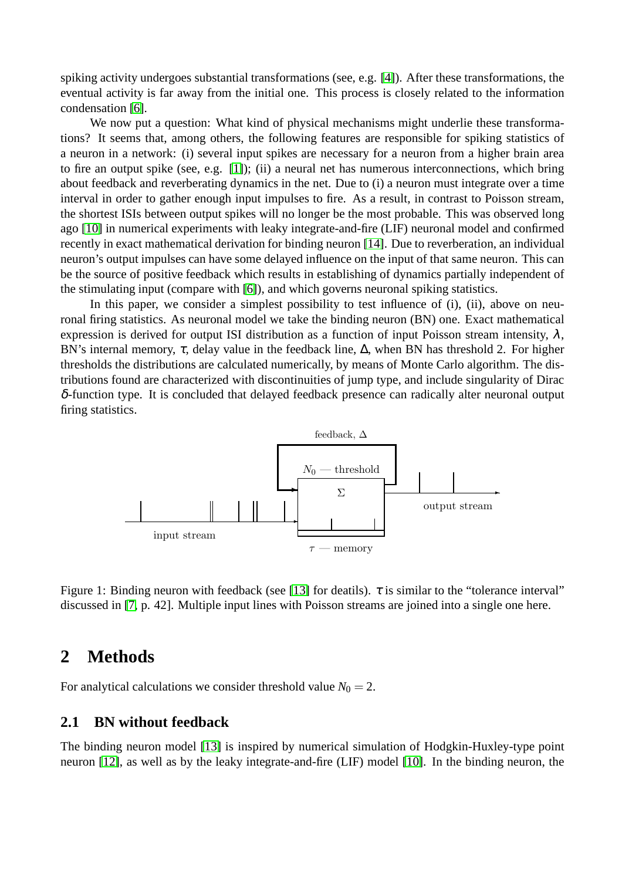spiking activity undergoes substantial transformations (see, e.g. [4]). After these transformations, the eventual activity is far away from the initial one. This process is closely related to the information condensation [6].

We now put a question: What kind of physical mechanisms might underlie these transformations? It seems that, among others, the following features are responsible for spiking statistics of a neuron in a network: (i) several input spikes are necessary for a neuron from a higher brain area to fire an output spike (see, e.g. [1]); (ii) a neural net has numerous interconnections, which bring about feedback and reverberating dynamics in the net. Due to (i) a neuron must integrate over a time interval in order to gather enough input impulses to fire. As a result, in contrast to Poisson stream, the shortest ISIs between output spikes will no longer be the most probable. This was observed long ago [10] in numerical experiments with leaky integrate-and-fire (LIF) neuronal model and confirmed recently in exact mathematical derivation for binding neuron [14]. Due to reverberation, an individual neuron's output impulses can have some delayed influence on the input of that same neuron. This can be the source of positive feedback which results in establishing of dynamics partially independent of the stimulating input (compare with [6]), and which governs neuronal spiking statistics.

In this paper, we consider a simplest possibility to test influence of (i), (ii), above on neuronal firing statistics. As neuronal model we take the binding neuron (BN) one. Exact mathematical expression is derived for output ISI distribution as a function of input Poisson stream intensity, $\lambda$, BN's internal memory, $\tau$, delay value in the feedback line, $\Delta$, when BN has threshold 2. For higher thresholds the distributions are calculated numerically, by means of Monte Carlo algorithm. The distributions found are characterized with discontinuities of jump type, and include singularity of Dirac $\delta$-function type. It is concluded that delayed feedback presence can radically alter neuronal output firing statistics.

Figure 1: Binding neuron with feedback (see [13] for deatils). $\tau$ is similar to the "tolerance interval" discussed in [7, p. 42]. Multiple input lines with Poisson streams are joined into a single one here.

## 2 Methods

For analytical calculations we consider threshold value $N_0 = 2$.

### 2.1 BN without feedback

The binding neuron model [13] is inspired by numerical simulation of Hodgkin-Huxley-type point neuron [12], as well as by the leaky integrate-and-fire (LIF) model [10]. In the binding neuron, the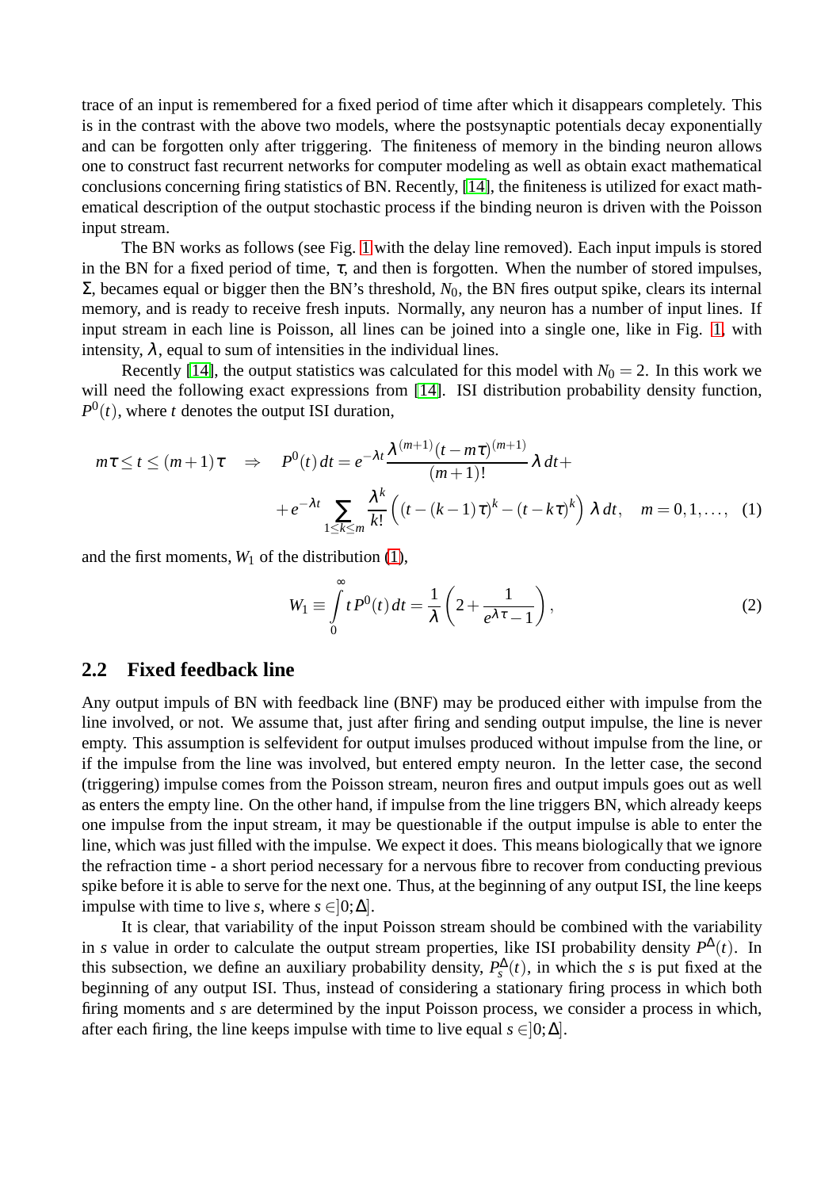trace of an input is remembered for a fixed period of time after which it disappears completely. This is in the contrast with the above two models, where the postsynaptic potentials decay exponentially and can be forgotten only after triggering. The finiteness of memory in the binding neuron allows one to construct fast recurrent networks for computer modeling as well as obtain exact mathematical conclusions concerning firing statistics of BN. Recently, [14], the finiteness is utilized for exact mathematical description of the output stochastic process if the binding neuron is driven with the Poisson input stream.

The BN works as follows (see Fig. 1 with the delay line removed). Each input impuls is stored in the BN for a fixed period of time, $\tau$, and then is forgotten. When the number of stored impulses, $\Sigma$, becames equal or bigger then the BN's threshold, $N_0$, the BN fires output spike, clears its internal memory, and is ready to receive fresh inputs. Normally, any neuron has a number of input lines. If input stream in each line is Poisson, all lines can be joined into a single one, like in Fig. 1, with intensity, $\lambda$, equal to sum of intensities in the individual lines.

Recently [14], the output statistics was calculated for this model with $N_0 = 2$. In this work we will need the following exact expressions from [14]. ISI distribution probability density function, $P^0(t)$, where $t$ denotes the output ISI duration,

$$
m\tau \le t \le (m+1)\tau \quad \Rightarrow \quad P^0(t)\,dt = e^{-\lambda t}\frac{\lambda^{(m+1)}(t-m\tau)^{(m+1)}}{(m+1)!}\lambda\,dt +
$$
$$
+ e^{-\lambda t}\sum_{1\le k\le m}\frac{\lambda^k}{k!}\left((t-(k-1)\tau)^k-(t-k\tau)^k\right)\lambda\,dt, \quad m=0,1,\ldots, \quad (1)
$$

and the first moments, $W_1$ of the distribution (1),

$$
W_1 \equiv \int_0^\infty t\,P^0(t)\,dt = \frac{1}{\lambda}\left(2+\frac{1}{e^{\lambda\tau}-1}\right), \quad (2)
$$

## 2.2 Fixed feedback line

Any output impuls of BN with feedback line (BNF) may be produced either with impulse from the line involved, or not. We assume that, just after firing and sending output impulse, the line is never empty. This assumption is selfevident for output imulses produced without impulse from the line, or if the impulse from the line was involved, but entered empty neuron. In the letter case, the second (triggering) impulse comes from the Poisson stream, neuron fires and output impuls goes out as well as enters the empty line. On the other hand, if impulse from the line triggers BN, which already keeps one impulse from the input stream, it may be questionable if the output impulse is able to enter the line, which was just filled with the impulse. We expect it does. This means biologically that we ignore the refraction time - a short period necessary for a nervous fibre to recover from conducting previous spike before it is able to serve for the next one. Thus, at the beginning of any output ISI, the line keeps impulse with time to live $s$, where $s \in ]0;\Delta]$.

It is clear, that variability of the input Poisson stream should be combined with the variability in $s$ value in order to calculate the output stream properties, like ISI probability density $P^\Delta(t)$. In this subsection, we define an auxiliary probability density, $P^\Delta_s(t)$, in which the $s$ is put fixed at the beginning of any output ISI. Thus, instead of considering a stationary firing process in which both firing moments and $s$ are determined by the input Poisson process, we consider a process in which, after each firing, the line keeps impulse with time to live equal $s \in ]0;\Delta]$.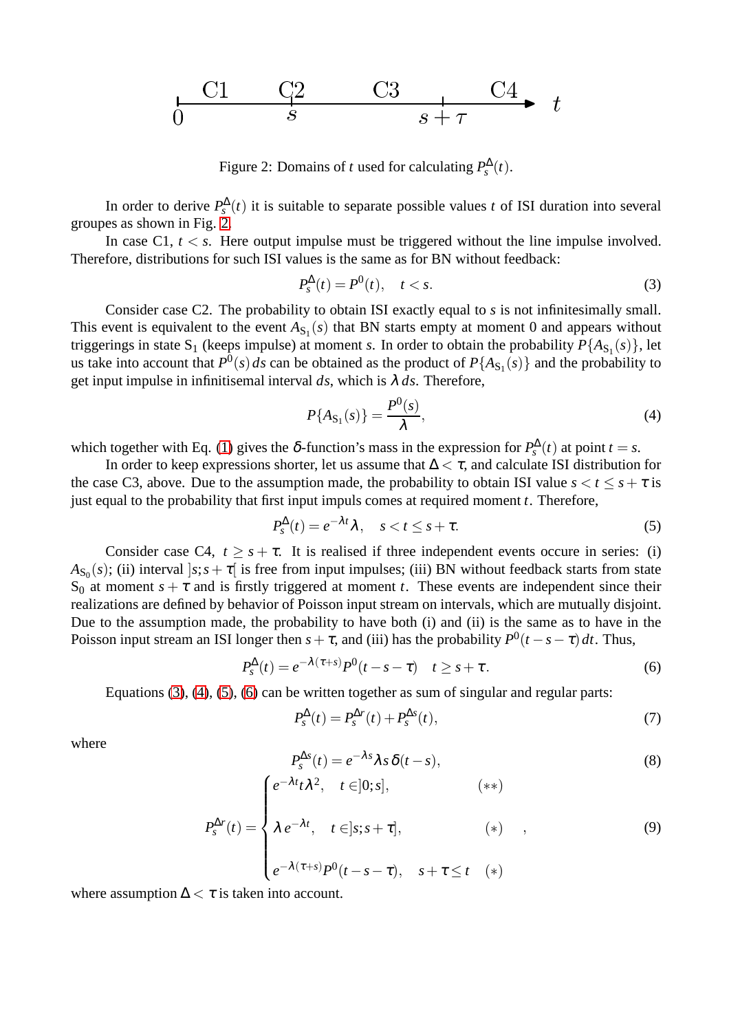Figure 2: Domains of $t$ used for calculating $P_s^\Delta(t)$.

In order to derive $P_s^\Delta(t)$ it is suitable to separate possible values $t$ of ISI duration into several groupes as shown in Fig. 2.

In case C1, $t < s$. Here output impulse must be triggered without the line impulse involved. Therefore, distributions for such ISI values is the same as for BN without feedback:

$$P_s^\Delta(t) = P^0(t), \quad t < s. \tag{3}$$

Consider case C2. The probability to obtain ISI exactly equal to $s$ is not infinitesimally small. This event is equivalent to the event $A_{S_1}(s)$ that BN starts empty at moment 0 and appears without triggerings in state $S_1$ (keeps impulse) at moment $s$. In order to obtain the probability $P\{A_{S_1}(s)\}$, let us take into account that $P^0(s)\,ds$ can be obtained as the product of $P\{A_{S_1}(s)\}$ and the probability to get input impulse in infinitisemal interval $ds$, which is $\lambda\,ds$. Therefore,

$$P\{A_{S_1}(s)\} = \frac{P^0(s)}{\lambda}, \tag{4}$$

which together with Eq. (1) gives the $\delta$-function's mass in the expression for $P_s^\Delta(t)$ at point $t = s$.

In order to keep expressions shorter, let us assume that $\Delta < \tau$, and calculate ISI distribution for the case C3, above. Due to the assumption made, the probability to obtain ISI value $s < t \leq s+\tau$ is just equal to the probability that first input impuls comes at required moment $t$. Therefore,

$$P_s^\Delta(t) = e^{-\lambda t}\lambda, \quad s < t \leq s+\tau. \tag{5}$$

Consider case C4, $t \geq s+\tau$. It is realised if three independent events occure in series: (i) $A_{S_0}(s)$; (ii) interval $]s;s+\tau[$ is free from input impulses; (iii) BN without feedback starts from state $S_0$ at moment $s+\tau$ and is firstly triggered at moment $t$. These events are independent since their realizations are defined by behavior of Poisson input stream on intervals, which are mutually disjoint. Due to the assumption made, the probability to have both (i) and (ii) is the same as to have in the Poisson input stream an ISI longer then $s+\tau$, and (iii) has the probability $P^0(t-s-\tau)\,dt$. Thus,

$$P_s^\Delta(t) = e^{-\lambda(\tau+s)}P^0(t-s-\tau) \quad t \geq s+\tau. \tag{6}$$

Equations (3), (4), (5), (6) can be written together as sum of singular and regular parts:

$$P_s^\Delta(t) = P_s^{\Delta r}(t) + P_s^{\Delta s}(t), \tag{7}$$

where

$$P_s^{\Delta s}(t) = e^{-\lambda s}\lambda s\,\delta(t-s), \tag{8}$$

$$P_s^{\Delta r}(t) = \begin{cases} e^{-\lambda t}t\lambda^2, \quad t \in ]0;s], & (**) \\ \\ \lambda\, e^{-\lambda t}, \quad t \in ]s;s+\tau], & (*) \\ \\ e^{-\lambda(\tau+s)}P^0(t-s-\tau), \quad s+\tau \leq t & (*) \end{cases}, \tag{9}$$

where assumption $\Delta < \tau$ is taken into account.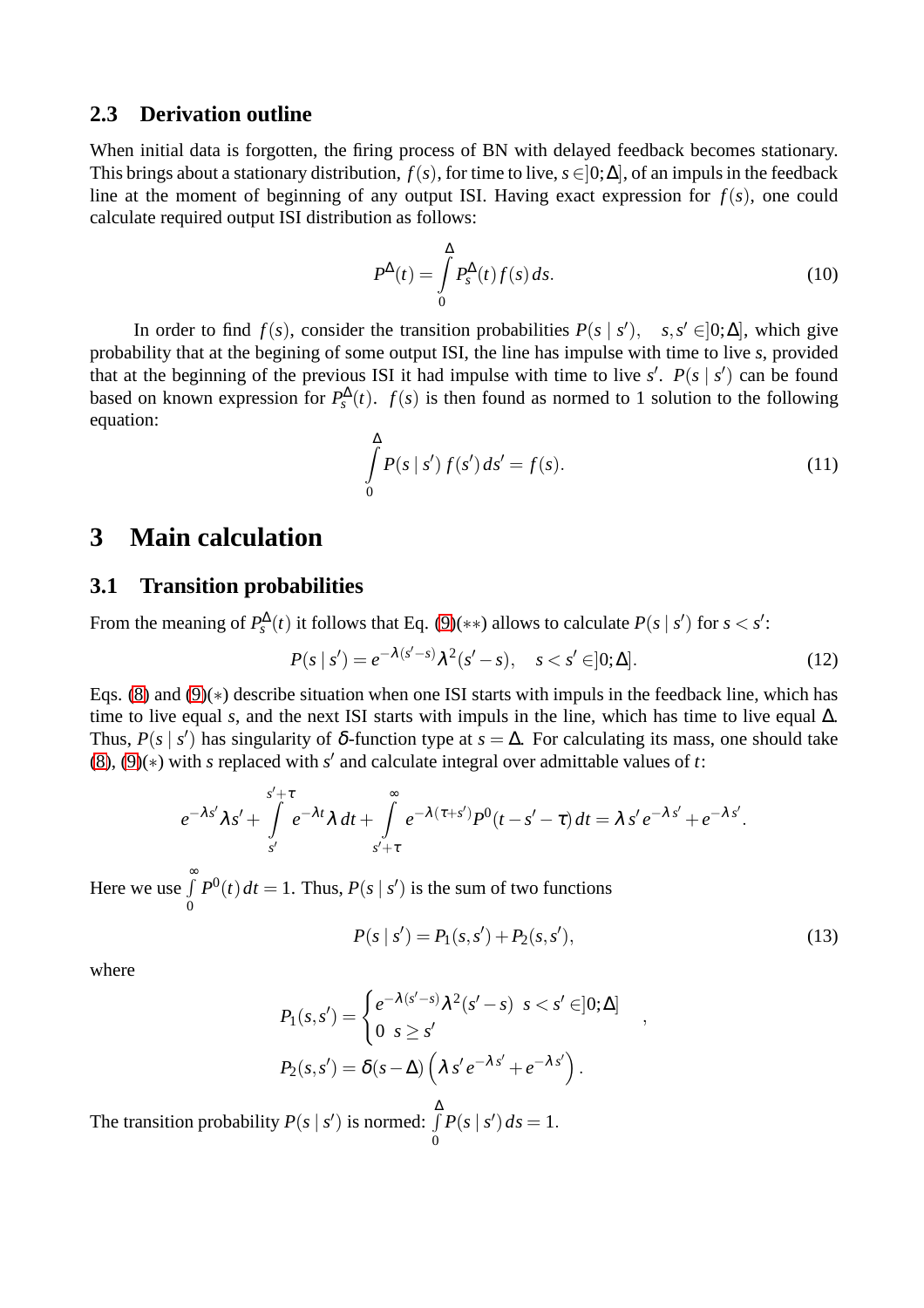### 2.3 Derivation outline

When initial data is forgotten, the firing process of BN with delayed feedback becomes stationary. This brings about a stationary distribution, $f(s)$, for time to live, $s \in ]0;\Delta]$, of an impuls in the feedback line at the moment of beginning of any output ISI. Having exact expression for $f(s)$, one could calculate required output ISI distribution as follows:

$$P^{\Delta}(t) = \int_{0}^{\Delta} P_s^{\Delta}(t) f(s)\, ds. \tag{10}$$

In order to find $f(s)$, consider the transition probabilities $P(s \mid s')$, $\quad s, s' \in ]0;\Delta]$, which give probability that at the begining of some output ISI, the line has impulse with time to live $s$, provided that at the beginning of the previous ISI it had impulse with time to live $s'$. $P(s \mid s')$ can be found based on known expression for $P_s^{\Delta}(t)$. $f(s)$ is then found as normed to 1 solution to the following equation:

$$\int_{0}^{\Delta} P(s \mid s') f(s')\, ds' = f(s). \tag{11}$$

## 3 Main calculation

### 3.1 Transition probabilities

From the meaning of $P_s^{\Delta}(t)$ it follows that Eq. (9)(∗∗) allows to calculate $P(s \mid s')$ for $s < s'$:

$$P(s \mid s') = e^{-\lambda(s'-s)} \lambda^2 (s'-s), \quad s < s' \in ]0;\Delta]. \tag{12}$$

Eqs. (8) and (9)(∗) describe situation when one ISI starts with impuls in the feedback line, which has time to live equal $s$, and the next ISI starts with impuls in the line, which has time to live equal $\Delta$. Thus, $P(s \mid s')$ has singularity of $\delta$-function type at $s = \Delta$. For calculating its mass, one should take (8), (9)(∗) with $s$ replaced with $s'$ and calculate integral over admittable values of $t$:

$$e^{-\lambda s'} \lambda s' + \int_{s'}^{s'+\tau} e^{-\lambda t} \lambda\, dt + \int_{s'+\tau}^{\infty} e^{-\lambda(\tau+s')} P^0(t - s' - \tau)\, dt = \lambda s' e^{-\lambda s'} + e^{-\lambda s'}.$$

Here we use $\int_{0}^{\infty} P^0(t)\, dt = 1$. Thus, $P(s \mid s')$ is the sum of two functions

$$P(s \mid s') = P_1(s, s') + P_2(s, s'), \tag{13}$$

where

$$P_1(s, s') = \begin{cases} e^{-\lambda(s'-s)} \lambda^2 (s'-s) & s < s' \in ]0;\Delta] \\ 0 & s \geq s' \end{cases},$$

$$P_2(s, s') = \delta(s - \Delta) \left( \lambda s' e^{-\lambda s'} + e^{-\lambda s'} \right).$$

The transition probability $P(s \mid s')$ is normed: $\int_{0}^{\Delta} P(s \mid s')\, ds = 1$.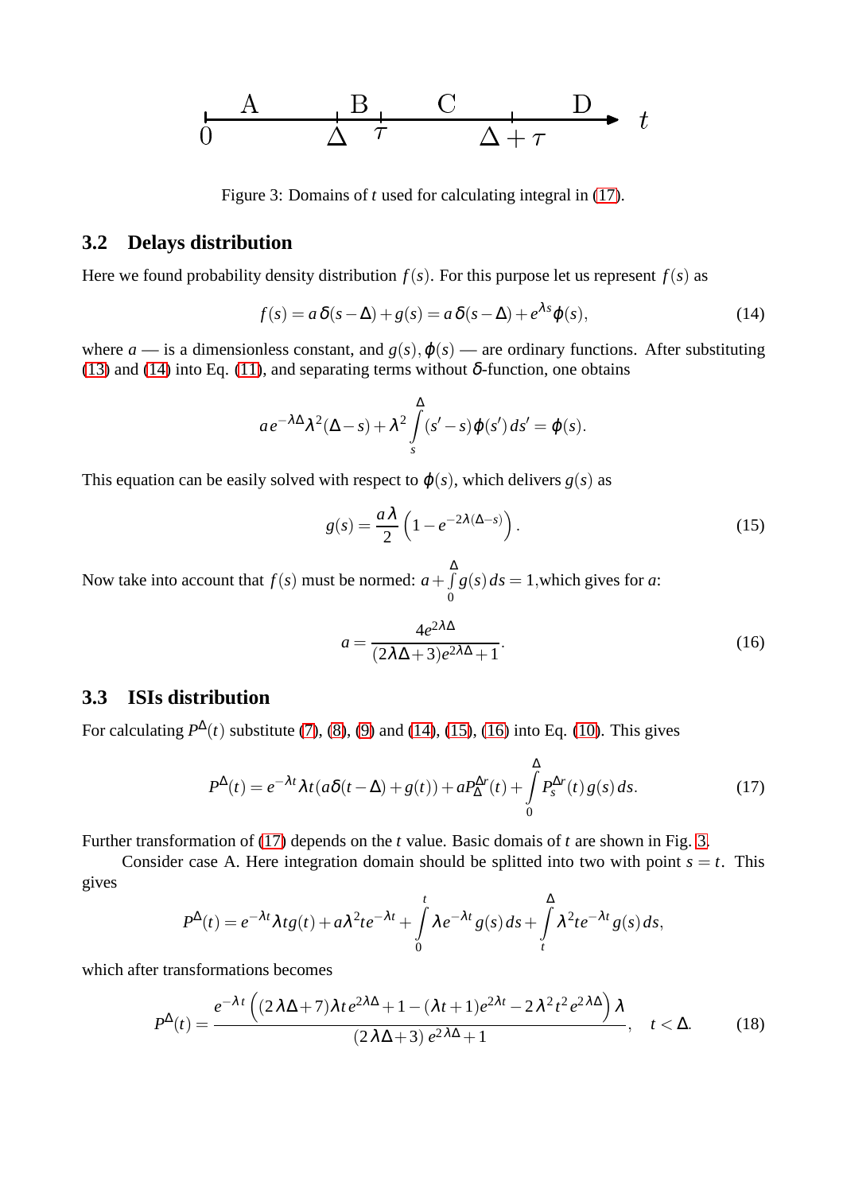Figure 3: Domains of $t$ used for calculating integral in (17).

## 3.2 Delays distribution

Here we found probability density distribution $f(s)$. For this purpose let us represent $f(s)$ as

$$f(s) = a\,\delta(s-\Delta) + g(s) = a\,\delta(s-\Delta) + e^{\lambda s}\varphi(s), \tag{14}$$

where $a$ — is a dimensionless constant, and $g(s), \varphi(s)$ — are ordinary functions. After substituting (13) and (14) into Eq. (11), and separating terms without $\delta$-function, one obtains

$$a\,e^{-\lambda\Delta}\lambda^2(\Delta - s) + \lambda^2 \int\limits_s^\Delta (s'-s)\varphi(s')\,ds' = \varphi(s).$$

This equation can be easily solved with respect to $\varphi(s)$, which delivers $g(s)$ as

$$g(s) = \frac{a\lambda}{2}\left(1 - e^{-2\lambda(\Delta - s)}\right). \tag{15}$$

Now take into account that $f(s)$ must be normed: $a + \int\limits_0^\Delta g(s)\,ds = 1$,which gives for $a$:

$$a = \frac{4e^{2\lambda\Delta}}{(2\lambda\Delta+3)e^{2\lambda\Delta}+1}. \tag{16}$$

## 3.3 ISIs distribution

For calculating $P^\Delta(t)$ substitute (7), (8), (9) and (14), (15), (16) into Eq. (10). This gives

$$P^\Delta(t) = e^{-\lambda t}\lambda t(a\delta(t-\Delta) + g(t)) + aP^{\Delta r}_\Delta(t) + \int\limits_0^\Delta P^{\Delta r}_s(t)\,g(s)\,ds. \tag{17}$$

Further transformation of (17) depends on the $t$ value. Basic domais of $t$ are shown in Fig. 3.

Consider case A. Here integration domain should be splitted into two with point $s = t$. This gives

$$P^\Delta(t) = e^{-\lambda t}\lambda t g(t) + a\lambda^2 t e^{-\lambda t} + \int\limits_0^t \lambda e^{-\lambda t} g(s)\,ds + \int\limits_t^\Delta \lambda^2 t e^{-\lambda t} g(s)\,ds,$$

which after transformations becomes

$$P^\Delta(t) = \frac{e^{-\lambda t}\left((2\lambda\Delta+7)\lambda t\,e^{2\lambda\Delta} + 1 - (\lambda t+1)e^{2\lambda t} - 2\lambda^2 t^2 e^{2\lambda\Delta}\right)\lambda}{(2\lambda\Delta+3)\,e^{2\lambda\Delta}+1}, \quad t < \Delta. \tag{18}$$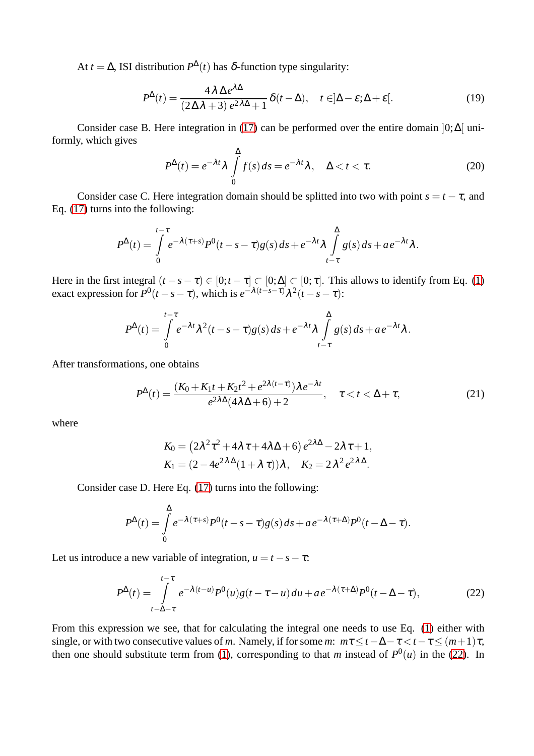At $t = \Delta$, ISI distribution $P^{\Delta}(t)$ has $\delta$-function type singularity:

$$P^{\Delta}(t) = \frac{4\lambda\Delta e^{\lambda\Delta}}{(2\Delta\lambda + 3)\, e^{2\lambda\Delta} + 1}\,\delta(t - \Delta), \quad t \in ]\Delta - \varepsilon; \Delta + \varepsilon[. \tag{19}$$

Consider case B. Here integration in (17) can be performed over the entire domain $]0;\Delta[$ uniformly, which gives

$$P^{\Delta}(t) = e^{-\lambda t}\lambda \int_{0}^{\Delta} f(s)\, ds = e^{-\lambda t}\lambda, \quad \Delta < t < \tau. \tag{20}$$

Consider case C. Here integration domain should be splitted into two with point $s = t - \tau$, and Eq. (17) turns into the following:

$$P^{\Delta}(t) = \int_{0}^{t-\tau} e^{-\lambda(\tau+s)} P^{0}(t - s - \tau) g(s)\, ds + e^{-\lambda t}\lambda \int_{t-\tau}^{\Delta} g(s)\, ds + a\, e^{-\lambda t}\lambda.$$

Here in the first integral $(t - s - \tau) \in [0; t - \tau] \subset [0;\Delta] \subset [0;\tau]$. This allows to identify from Eq. (1) exact expression for $P^{0}(t - s - \tau)$, which is $e^{-\lambda(t-s-\tau)}\lambda^{2}(t - s - \tau)$:

$$P^{\Delta}(t) = \int_{0}^{t-\tau} e^{-\lambda t}\lambda^{2}(t - s - \tau) g(s)\, ds + e^{-\lambda t}\lambda \int_{t-\tau}^{\Delta} g(s)\, ds + a\, e^{-\lambda t}\lambda.$$

After transformations, one obtains

$$P^{\Delta}(t) = \frac{(K_0 + K_1 t + K_2 t^2 + e^{2\lambda(t-\tau)})\lambda e^{-\lambda t}}{e^{2\lambda\Delta}(4\lambda\Delta + 6) + 2}, \quad \tau < t < \Delta + \tau, \tag{21}$$

where

$$K_0 = \left(2\lambda^2\tau^2 + 4\lambda\tau + 4\lambda\Delta + 6\right) e^{2\lambda\Delta} - 2\lambda\tau + 1,$$
$$K_1 = (2 - 4e^{2\lambda\Delta}(1 + \lambda\tau))\lambda, \quad K_2 = 2\lambda^2 e^{2\lambda\Delta}.$$

Consider case D. Here Eq. (17) turns into the following:

$$P^{\Delta}(t) = \int_{0}^{\Delta} e^{-\lambda(\tau+s)} P^{0}(t - s - \tau) g(s)\, ds + a\, e^{-\lambda(\tau+\Delta)} P^{0}(t - \Delta - \tau).$$

Let us introduce a new variable of integration, $u = t - s - \tau$:

$$P^{\Delta}(t) = \int_{t-\Delta-\tau}^{t-\tau} e^{-\lambda(t-u)} P^{0}(u) g(t - \tau - u)\, du + a\, e^{-\lambda(\tau+\Delta)} P^{0}(t - \Delta - \tau), \tag{22}$$

From this expression we see, that for calculating the integral one needs to use Eq. (1) either with single, or with two consecutive values of $m$. Namely, if for some $m$: $m\tau \le t - \Delta - \tau < t - \tau \le (m+1)\tau$, then one should substitute term from (1), corresponding to that $m$ instead of $P^{0}(u)$ in the (22). In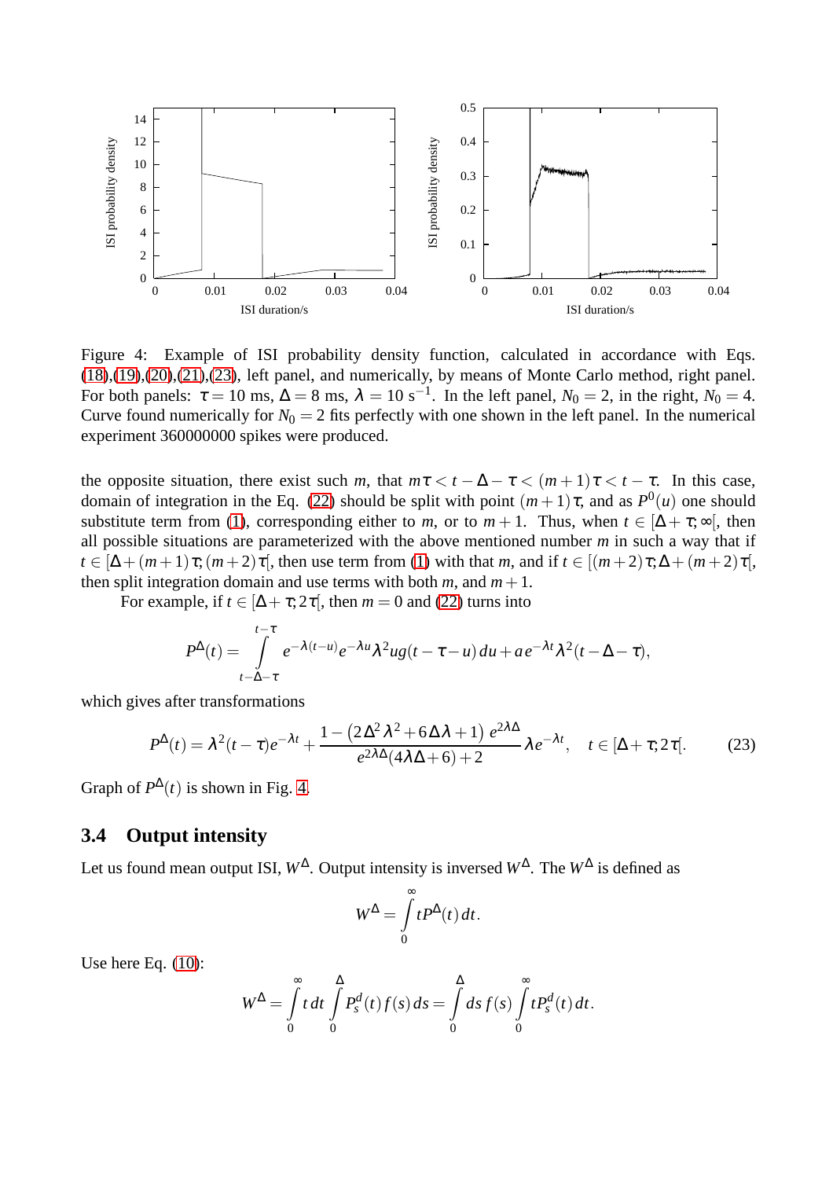Figure 4: Example of ISI probability density function, calculated in accordance with Eqs. (18),(19),(20),(21),(23), left panel, and numerically, by means of Monte Carlo method, right panel. For both panels: $\tau = 10$ ms, $\Delta = 8$ ms, $\lambda = 10$ s$^{-1}$. In the left panel, $N_0 = 2$, in the right, $N_0 = 4$. Curve found numerically for $N_0 = 2$ fits perfectly with one shown in the left panel. In the numerical experiment 360000000 spikes were produced.

the opposite situation, there exist such $m$, that $m\tau < t - \Delta - \tau < (m+1)\tau < t - \tau$. In this case, domain of integration in the Eq. (22) should be split with point $(m+1)\tau$, and as $P^0(u)$ one should substitute term from (1), corresponding either to $m$, or to $m+1$. Thus, when $t \in [\Delta + \tau; \infty[$, then all possible situations are parameterized with the above mentioned number $m$ in such a way that if $t \in [\Delta + (m+1)\tau; (m+2)\tau[$, then use term from (1) with that $m$, and if $t \in [(m+2)\tau; \Delta + (m+2)\tau[$, then split integration domain and use terms with both $m$, and $m+1$.

For example, if $t \in [\Delta + \tau; 2\tau[$, then $m = 0$ and (22) turns into

$$P^{\Delta}(t) = \int\limits_{t-\Delta-\tau}^{t-\tau} e^{-\lambda(t-u)} e^{-\lambda u} \lambda^2 u g(t - \tau - u)\, du + a\, e^{-\lambda t} \lambda^2 (t - \Delta - \tau),$$

which gives after transformations

$$P^{\Delta}(t) = \lambda^2 (t - \tau) e^{-\lambda t} + \frac{1 - \left(2\Delta^2\lambda^2 + 6\Delta\lambda + 1\right) e^{2\lambda\Delta}}{e^{2\lambda\Delta}(4\lambda\Delta + 6) + 2} \lambda e^{-\lambda t}, \quad t \in [\Delta + \tau; 2\tau[. \tag{23}$$

Graph of $P^{\Delta}(t)$ is shown in Fig. 4.

## 3.4 Output intensity

Let us found mean output ISI, $W^{\Delta}$. Output intensity is inversed $W^{\Delta}$. The $W^{\Delta}$ is defined as

$$W^{\Delta} = \int\limits_0^{\infty} t P^{\Delta}(t)\, dt.$$

Use here Eq. (10):

$$W^{\Delta} = \int\limits_0^{\infty} t\, dt \int\limits_0^{\Delta} P_s^d(t) f(s)\, ds = \int\limits_0^{\Delta} ds\, f(s) \int\limits_0^{\infty} t P_s^d(t)\, dt.$$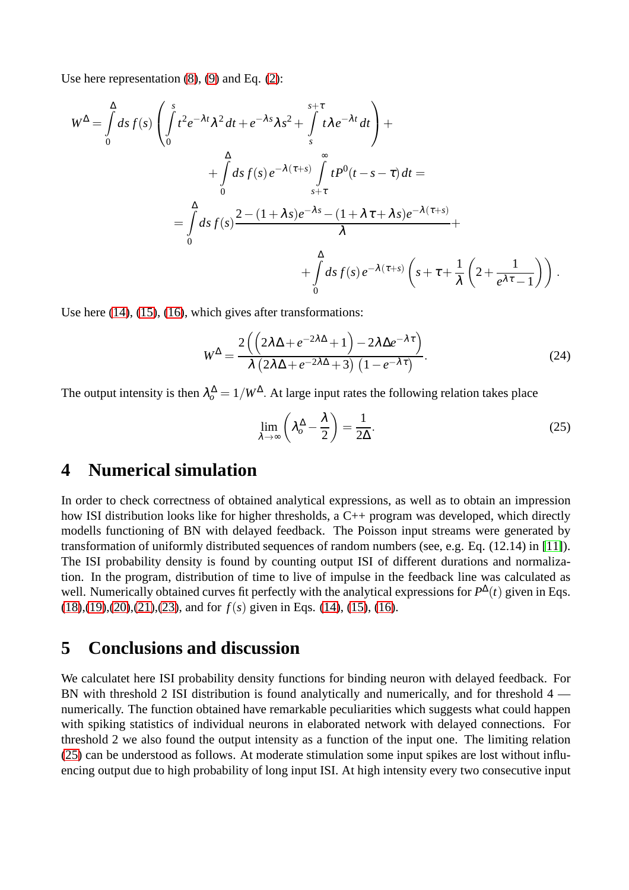Use here representation (8), (9) and Eq. (2):

$$
\begin{aligned}
W^{\Delta} = \int_0^{\Delta} ds\, f(s) \left( \int_0^s t^2 e^{-\lambda t} \lambda^2 \, dt + e^{-\lambda s} \lambda s^2 + \int_s^{s+\tau} t \lambda e^{-\lambda t} \, dt \right) + \\
+ \int_0^{\Delta} ds\, f(s)\, e^{-\lambda(\tau+s)} \int_{s+\tau}^{\infty} t P^0(t-s-\tau)\, dt = \\
= \int_0^{\Delta} ds\, f(s) \frac{2 - (1+\lambda s) e^{-\lambda s} - (1 + \lambda \tau + \lambda s) e^{-\lambda(\tau+s)}}{\lambda} + \\
+ \int_0^{\Delta} ds\, f(s)\, e^{-\lambda(\tau+s)} \left( s + \tau + \frac{1}{\lambda} \left( 2 + \frac{1}{e^{\lambda \tau} - 1} \right) \right).
\end{aligned}
$$

Use here (14), (15), (16), which gives after transformations:

$$
W^{\Delta} = \frac{2\left(\left(2\lambda\Delta + e^{-2\lambda\Delta} + 1\right) - 2\lambda\Delta e^{-\lambda\tau}\right)}{\lambda\left(2\lambda\Delta + e^{-2\lambda\Delta} + 3\right)\left(1 - e^{-\lambda\tau}\right)}. \tag{24}
$$

The output intensity is then $\lambda_o^{\Delta} = 1/W^{\Delta}$. At large input rates the following relation takes place

$$
\lim_{\lambda \to \infty} \left( \lambda_o^{\Delta} - \frac{\lambda}{2} \right) = \frac{1}{2\Delta}. \tag{25}
$$

## 4 Numerical simulation

In order to check correctness of obtained analytical expressions, as well as to obtain an impression how ISI distribution looks like for higher thresholds, a C++ program was developed, which directly modells functioning of BN with delayed feedback. The Poisson input streams were generated by transformation of uniformly distributed sequences of random numbers (see, e.g. Eq. (12.14) in [11]). The ISI probability density is found by counting output ISI of different durations and normalization. In the program, distribution of time to live of impulse in the feedback line was calculated as well. Numerically obtained curves fit perfectly with the analytical expressions for $P^{\Delta}(t)$ given in Eqs. (18),(19),(20),(21),(23), and for $f(s)$ given in Eqs. (14), (15), (16).

## 5 Conclusions and discussion

We calculatet here ISI probability density functions for binding neuron with delayed feedback. For BN with threshold 2 ISI distribution is found analytically and numerically, and for threshold 4 — numerically. The function obtained have remarkable peculiarities which suggests what could happen with spiking statistics of individual neurons in elaborated network with delayed connections. For threshold 2 we also found the output intensity as a function of the input one. The limiting relation (25) can be understood as follows. At moderate stimulation some input spikes are lost without influencing output due to high probability of long input ISI. At high intensity every two consecutive input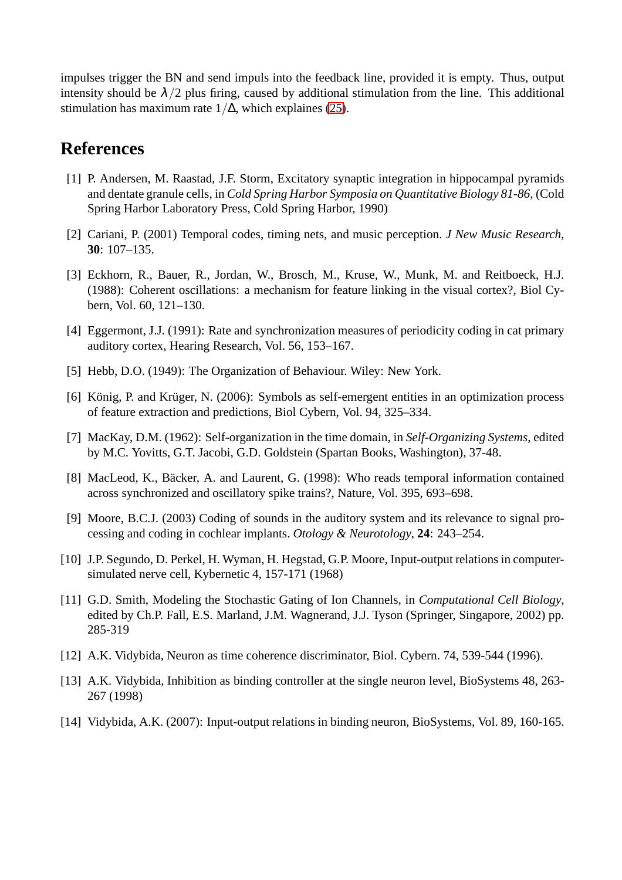impulses trigger the BN and send impuls into the feedback line, provided it is empty. Thus, output intensity should be $\lambda/2$ plus firing, caused by additional stimulation from the line. This additional stimulation has maximum rate $1/\Delta$, which explaines (25).

## References

[1] P. Andersen, M. Raastad, J.F. Storm, Excitatory synaptic integration in hippocampal pyramids and dentate granule cells, in *Cold Spring Harbor Symposia on Quantitative Biology 81-86*, (Cold Spring Harbor Laboratory Press, Cold Spring Harbor, 1990)

[2] Cariani, P. (2001) Temporal codes, timing nets, and music perception. *J New Music Research*, **30**: 107–135.

[3] Eckhorn, R., Bauer, R., Jordan, W., Brosch, M., Kruse, W., Munk, M. and Reitboeck, H.J. (1988): Coherent oscillations: a mechanism for feature linking in the visual cortex?, Biol Cybern, Vol. 60, 121–130.

[4] Eggermont, J.J. (1991): Rate and synchronization measures of periodicity coding in cat primary auditory cortex, Hearing Research, Vol. 56, 153–167.

[5] Hebb, D.O. (1949): The Organization of Behaviour. Wiley: New York.

[6] König, P. and Krüger, N. (2006): Symbols as self-emergent entities in an optimization process of feature extraction and predictions, Biol Cybern, Vol. 94, 325–334.

[7] MacKay, D.M. (1962): Self-organization in the time domain, in *Self-Organizing Systems*, edited by M.C. Yovitts, G.T. Jacobi, G.D. Goldstein (Spartan Books, Washington), 37-48.

[8] MacLeod, K., Bäcker, A. and Laurent, G. (1998): Who reads temporal information contained across synchronized and oscillatory spike trains?, Nature, Vol. 395, 693–698.

[9] Moore, B.C.J. (2003) Coding of sounds in the auditory system and its relevance to signal processing and coding in cochlear implants. *Otology & Neurotology*, **24**: 243–254.

[10] J.P. Segundo, D. Perkel, H. Wyman, H. Hegstad, G.P. Moore, Input-output relations in computer-simulated nerve cell, Kybernetic 4, 157-171 (1968)

[11] G.D. Smith, Modeling the Stochastic Gating of Ion Channels, in *Computational Cell Biology*, edited by Ch.P. Fall, E.S. Marland, J.M. Wagnerand, J.J. Tyson (Springer, Singapore, 2002) pp. 285-319

[12] A.K. Vidybida, Neuron as time coherence discriminator, Biol. Cybern. 74, 539-544 (1996).

[13] A.K. Vidybida, Inhibition as binding controller at the single neuron level, BioSystems 48, 263-267 (1998)

[14] Vidybida, A.K. (2007): Input-output relations in binding neuron, BioSystems, Vol. 89, 160-165.